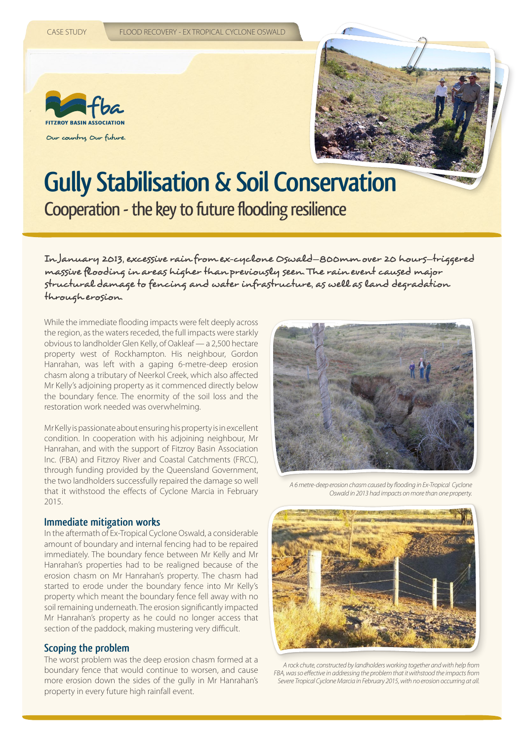CASE STUDY FLOOD RECOVERY - EX TROPICAL CYCLONE OSWALD

FITZROY BASIN ASSOCIATION

Our country, Our future.

# Gully Stabilisation & Soil Conservation

## Cooperation - the key to future flooding resilience

**In January 2013, excessive rain from ex-cyclone Oswald—800mm over 20 hours—triggered massive flooding in areas higher than previously seen. The rain event caused major structural damage to fencing and water infrastructure, as well as land degradation through erosion.**

While the immediate flooding impacts were felt deeply across the region, as the waters receded, the full impacts were starkly obvious to landholder Glen Kelly, of Oakleaf — a 2,500 hectare property west of Rockhampton. His neighbour, Gordon Hanrahan, was left with a gaping 6-metre-deep erosion chasm along a tributary of Neerkol Creek, which also affected Mr Kelly's adjoining property as it commenced directly below the boundary fence. The enormity of the soil loss and the restoration work needed was overwhelming.

Mr Kelly is passionate about ensuring his property is in excellent condition. In cooperation with his adjoining neighbour, Mr Hanrahan, and with the support of Fitzroy Basin Association Inc. (FBA) and Fitzroy River and Coastal Catchments (FRCC), through funding provided by the Queensland Government, the two landholders successfully repaired the damage so well that it withstood the effects of Cyclone Marcia in February 2015.

*A 6 metre-deep erosion chasm caused by flooding in Ex-Tropical Cyclone Oswald in 2013 had impacts on more than one property.*

### Immediate mitigation works

In the aftermath of Ex-Tropical Cyclone Oswald, a considerable amount of boundary and internal fencing had to be repaired immediately. The boundary fence between Mr Kelly and Mr Hanrahan's properties had to be realigned because of the erosion chasm on Mr Hanrahan's property. The chasm had started to erode under the boundary fence into Mr Kelly's property which meant the boundary fence fell away with no soil remaining underneath. The erosion significantly impacted Mr Hanrahan's property as he could no longer access that section of the paddock, making mustering very difficult.

### Scoping the problem

The worst problem was the deep erosion chasm formed at a boundary fence that would continue to worsen, and cause more erosion down the sides of the gully in Mr Hanrahan's property in every future high rainfall event.

*A rock chute, constructed by landholders working together and with help from FBA, was so effective in addressing the problem that it withstood the impacts from Severe Tropical Cyclone Marcia in February 2015, with no erosion occurring at all.*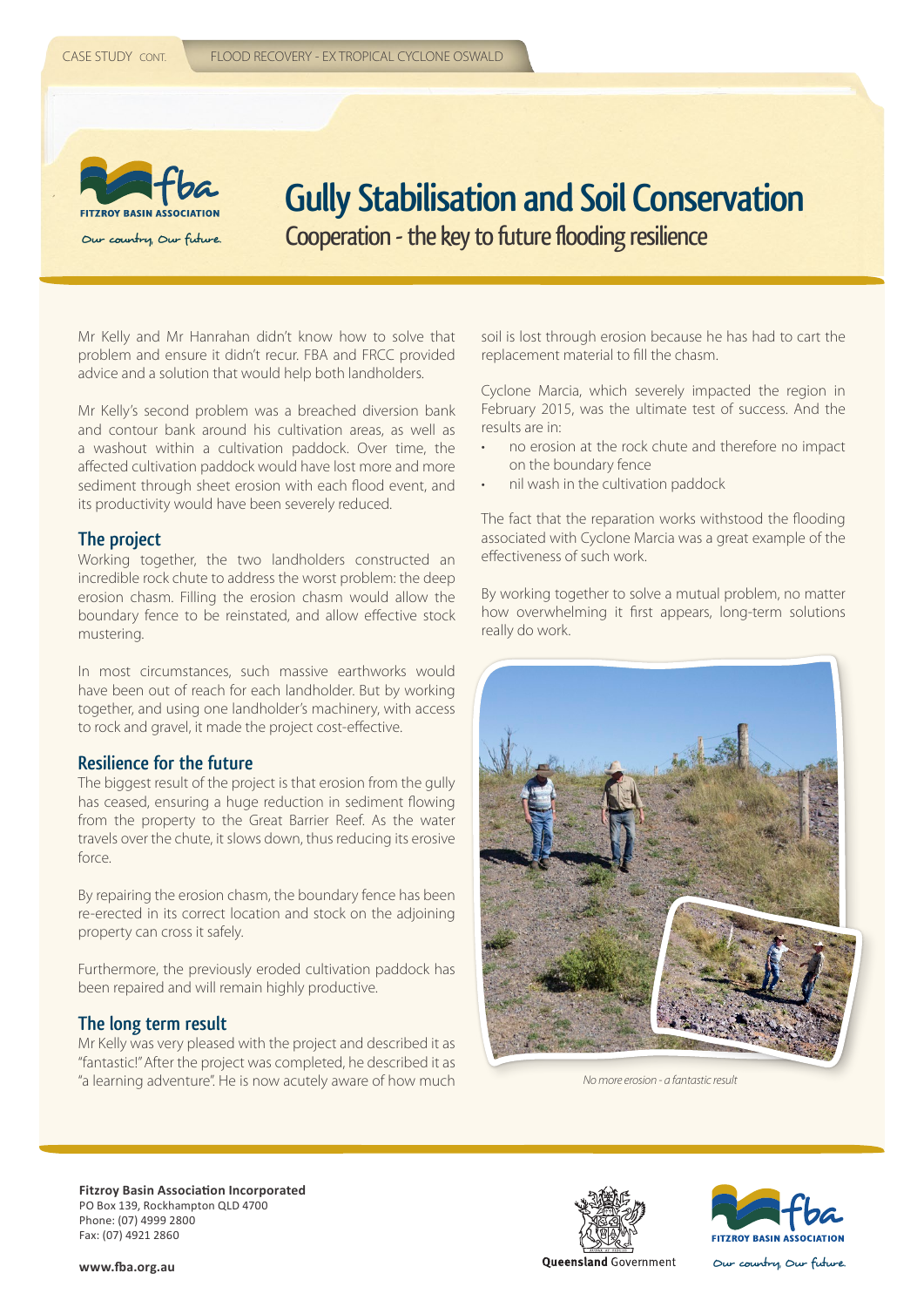# Gully Stabilisation and Soil Conservation

## Cooperation - the key to future flooding resilience

Mr Kelly and Mr Hanrahan didn't know how to solve that problem and ensure it didn't recur. FBA and FRCC provided advice and a solution that would help both landholders.

Mr Kelly's second problem was a breached diversion bank and contour bank around his cultivation areas, as well as a washout within a cultivation paddock. Over time, the affected cultivation paddock would have lost more and more sediment through sheet erosion with each flood event, and its productivity would have been severely reduced.

### The project

Working together, the two landholders constructed an incredible rock chute to address the worst problem: the deep erosion chasm. Filling the erosion chasm would allow the boundary fence to be reinstated, and allow effective stock mustering.

In most circumstances, such massive earthworks would have been out of reach for each landholder. But by working together, and using one landholder's machinery, with access to rock and gravel, it made the project cost-effective.

### Resilience for the future

The biggest result of the project is that erosion from the gully has ceased, ensuring a huge reduction in sediment flowing from the property to the Great Barrier Reef. As the water travels over the chute, it slows down, thus reducing its erosive force.

By repairing the erosion chasm, the boundary fence has been re-erected in its correct location and stock on the adjoining property can cross it safely.

Furthermore, the previously eroded cultivation paddock has been repaired and will remain highly productive.

### The long term result

Mr Kelly was very pleased with the project and described it as "fantastic!" After the project was completed, he described it as "a learning adventure". He is now acutely aware of how much soil is lost through erosion because he has had to cart the replacement material to fill the chasm.

Cyclone Marcia, which severely impacted the region in February 2015, was the ultimate test of success. And the results are in:

- no erosion at the rock chute and therefore no impact on the boundary fence
- nil wash in the cultivation paddock

The fact that the reparation works withstood the flooding associated with Cyclone Marcia was a great example of the effectiveness of such work.

By working together to solve a mutual problem, no matter how overwhelming it first appears, long-term solutions really do work.

*No more erosion - a fantastic result*

**Fitzroy Basin Association Incorporated**
PO Box 139, Rockhampton QLD 4700
Phone: (07) 4999 2800
Fax: (07) 4921 2860

**www.fba.org.au**